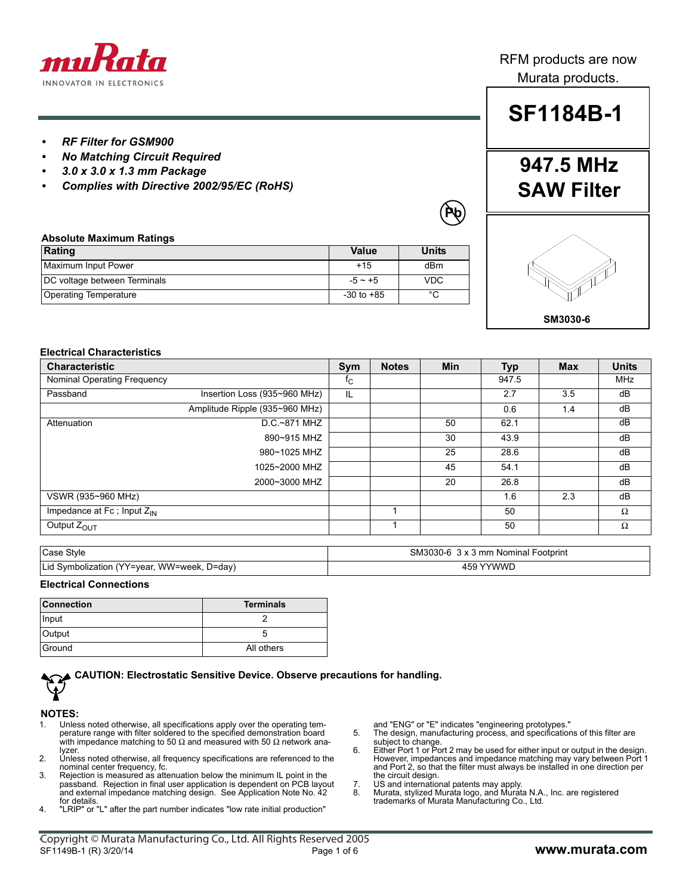RFM products are now Murata products.

# SF1184B-1

## 947.5 MHz SAW Filter

SM3030-6

- ***RF Filter for GSM900***
- ***No Matching Circuit Required***
- ***3.0 x 3.0 x 1.3 mm Package***
- ***Complies with Directive 2002/95/EC (RoHS)***

### Absolute Maximum Ratings

| Rating | Value | Units |
|---|---|---|
| Maximum Input Power | +15 | dBm |
| DC voltage between Terminals | -5 ~ +5 | VDC |
| Operating Temperature | -30 to +85 | °C |

### Electrical Characteristics

| Characteristic | | Sym | Notes | Min | Typ | Max | Units |
|---|---|---|---|---|---|---|---|
| Nominal Operating Frequency | | $f_C$ | | | 947.5 | | MHz |
| Passband | Insertion Loss (935~960 MHz) | IL | | | 2.7 | 3.5 | dB |
| | Amplitude Ripple (935~960 MHz) | | | | 0.6 | 1.4 | dB |
| Attenuation | D.C.~871 MHZ | | | 50 | 62.1 | | dB |
| | 890~915 MHZ | | | 30 | 43.9 | | dB |
| | 980~1025 MHZ | | | 25 | 28.6 | | dB |
| | 1025~2000 MHZ | | | 45 | 54.1 | | dB |
| | 2000~3000 MHZ | | | 20 | 26.8 | | dB |
| VSWR (935~960 MHz) | | | | | 1.6 | 2.3 | dB |
| Impedance at Fc ; Input $Z_{IN}$ | | | 1 | | 50 | | Ω |
| Output $Z_{OUT}$ | | | 1 | | 50 | | Ω |

| | |
|---|---|
| Case Style | SM3030-6 3 x 3 mm Nominal Footprint |
| Lid Symbolization (YY=year, WW=week, D=day) | 459 YYWWD |

### Electrical Connections

| Connection | Terminals |
|---|---|
| Input | 2 |
| Output | 5 |
| Ground | All others |

**CAUTION: Electrostatic Sensitive Device. Observe precautions for handling.**

### NOTES:

1. Unless noted otherwise, all specifications apply over the operating temperature range with filter soldered to the specified demonstration board with impedance matching to 50 Ω and measured with 50 Ω network analyzer.
2. Unless noted otherwise, all frequency specifications are referenced to the nominal center frequency, fc.
3. Rejection is measured as attenuation below the minimum IL point in the passband. Rejection in final user application is dependent on PCB layout and external impedance matching design. See Application Note No. 42 for details.
4. "LRIP" or "L" after the part number indicates "low rate initial production" and "ENG" or "E" indicates "engineering prototypes."
5. The design, manufacturing process, and specifications of this filter are subject to change.
6. Either Port 1 or Port 2 may be used for either input or output in the design. However, impedances and impedance matching may vary between Port 1 and Port 2, so that the filter must always be installed in one direction per the circuit design.
7. US and international patents may apply.
8. Murata, stylized Murata logo, and Murata N.A., Inc. are registered trademarks of Murata Manufacturing Co., Ltd.

Copyright © Murata Manufacturing Co., Ltd. All Rights Reserved 2005
SF1149B-1 (R) 3/20/14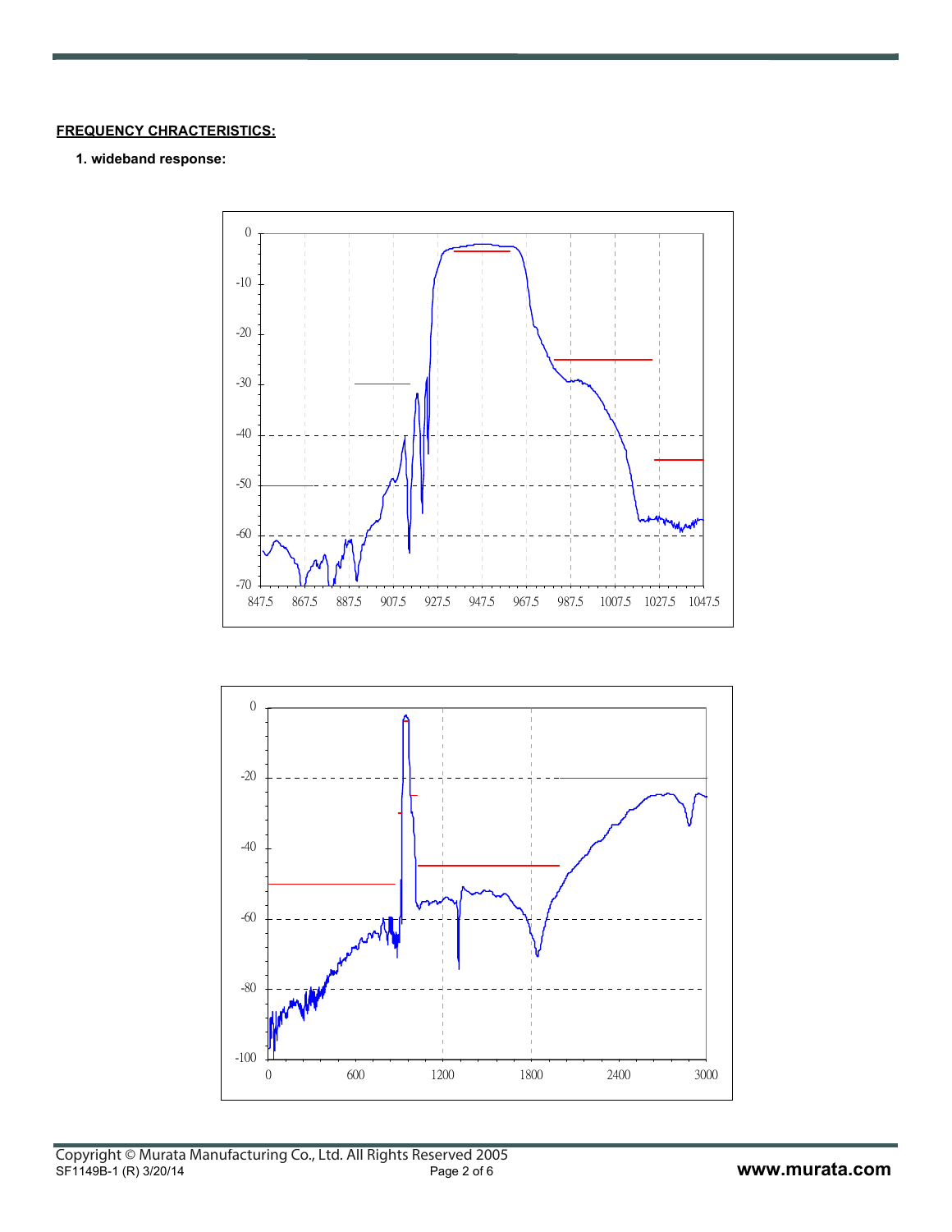**FREQUENCY CHRACTERISTICS:**

**1. wideband response:**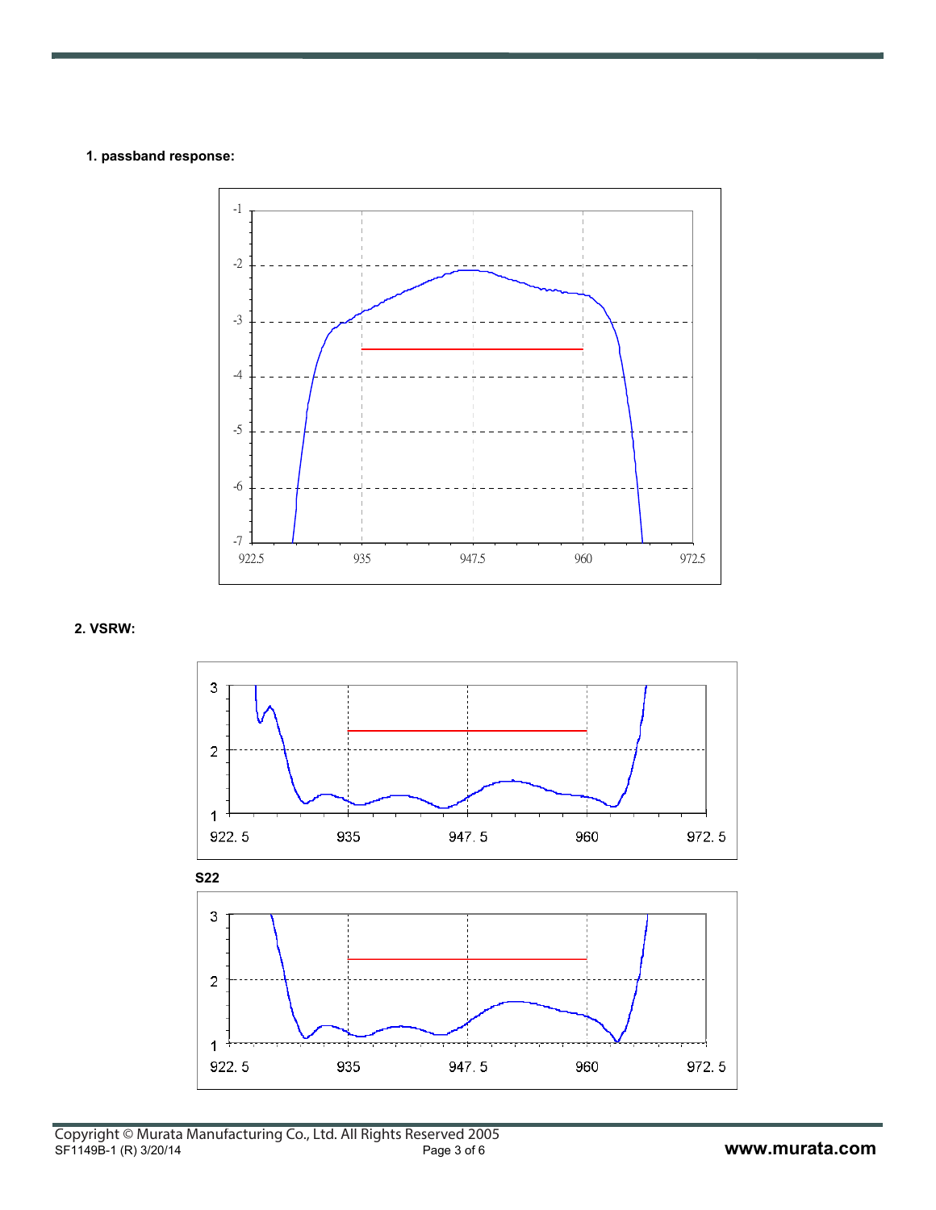**1. passband response:**

**2. VSRW:**

**S22**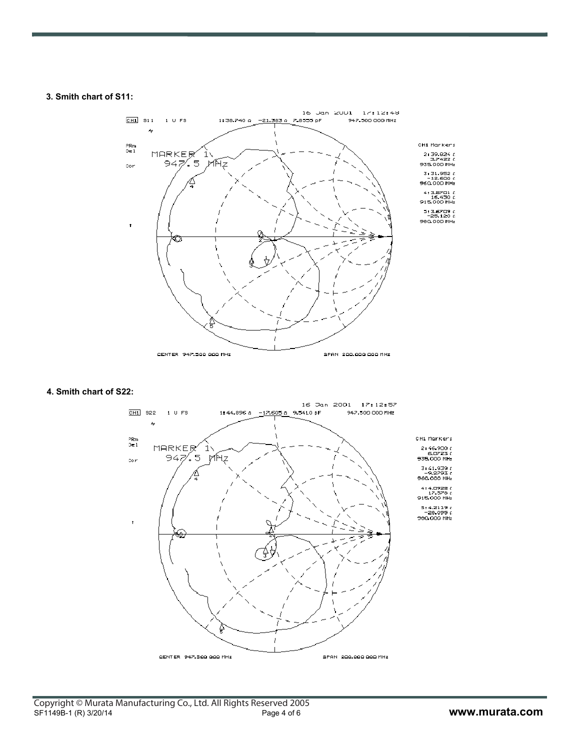**3. Smith chart of S11:**

16 Jan 2001 17:12:48

CH1 S11 1 U FS 1:38.740 Ω -21.383 Ω 7.8555 pF 947.500 000 MHz

PRm
Del

Cor

MARKER 1
947.5 MHz

CH1 Markers

2:39.824 Ω
3.7422 Ω
935.000 MHz

3:31.952 Ω
-12.600 Ω
960.000 MHz

4:3.8701 Ω
18.430 Ω
915.000 MHz

5:3.6709 Ω
-25.120 Ω
980.000 MHz

CENTER 947.500 000 MHz SPAN 200.000 000 MHz

**4. Smith chart of S22:**

16 Jan 2001 17:12:57

CH1 S22 1 U FS 1:44.896 Ω -17.605 Ω 9.5410 pF 947.500 000 MHz

PRm
Del

Cor

MARKER 1
947.5 MHz

CH1 Markers

2:46.900 Ω
6.0723 Ω
935.000 MHz

3:41.939 Ω
-9.2793 Ω
960.000 MHz

4:4.0928 Ω
17.578 Ω
915.000 MHz

5:4.2119 Ω
-26.095 Ω
980.000 MHz

CENTER 947.500 000 MHz SPAN 200.000 000 MHz

Copyright © Murata Manufacturing Co., Ltd. All Rights Reserved 2005
SF1149B-1 (R) 3/20/14

www.murata.com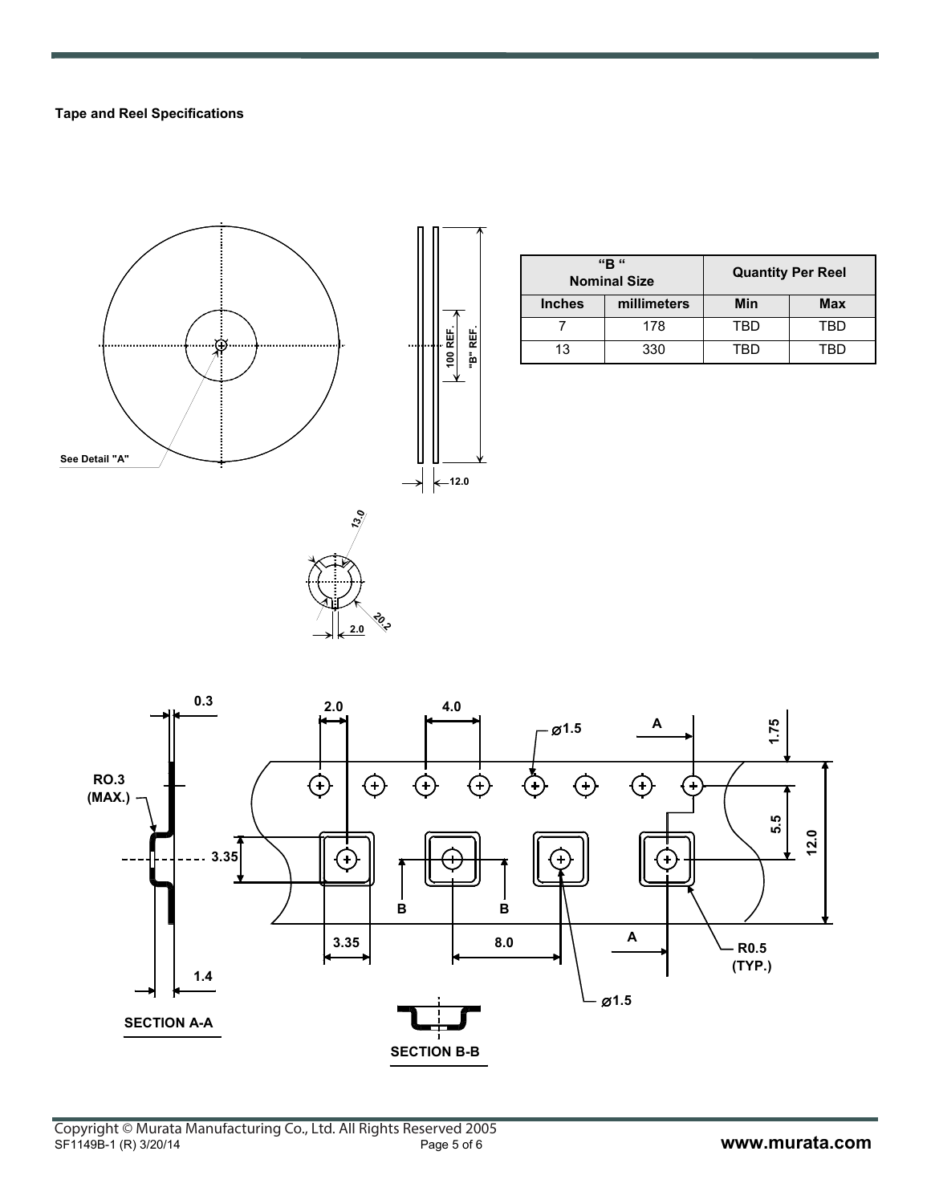**Tape and Reel Specifications**

| "B" Nominal Size | | Quantity Per Reel | |
|---|---|---|---|
| Inches | millimeters | Min | Max |
| 7 | 178 | TBD | TBD |
| 13 | 330 | TBD | TBD |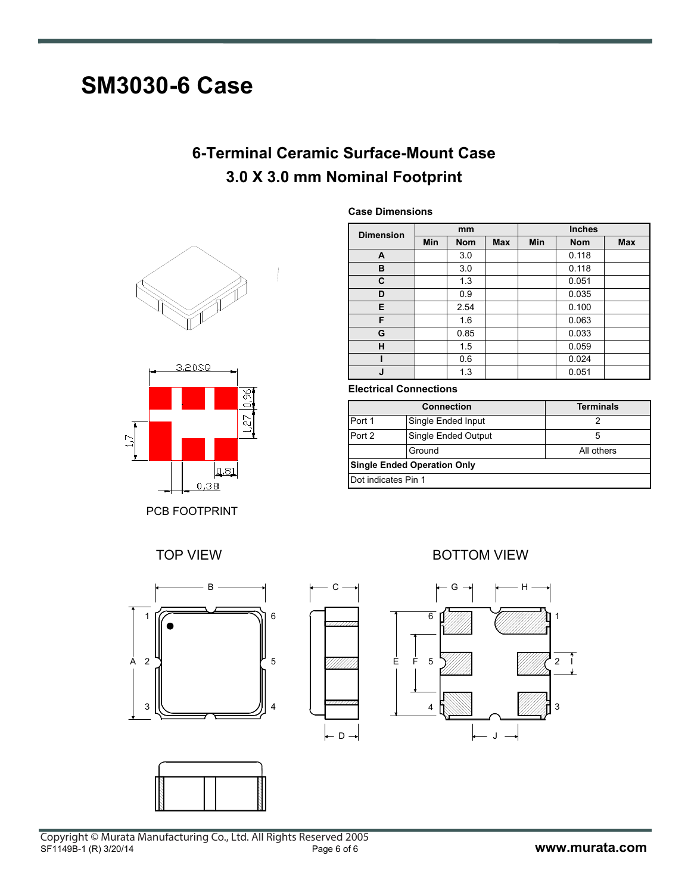# SM3030-6 Case

## 6-Terminal Ceramic Surface-Mount Case
## 3.0 X 3.0 mm Nominal Footprint

PCB FOOTPRINT

**Case Dimensions**

| Dimension | mm | | | Inches | | |
|---|---|---|---|---|---|---|
| | Min | Nom | Max | Min | Nom | Max |
| A | | 3.0 | | | 0.118 | |
| B | | 3.0 | | | 0.118 | |
| C | | 1.3 | | | 0.051 | |
| D | | 0.9 | | | 0.035 | |
| E | | 2.54 | | | 0.100 | |
| F | | 1.6 | | | 0.063 | |
| G | | 0.85 | | | 0.033 | |
| H | | 1.5 | | | 0.059 | |
| I | | 0.6 | | | 0.024 | |
| J | | 1.3 | | | 0.051 | |

**Electrical Connections**

| Connection | | Terminals |
|---|---|---|
| Port 1 | Single Ended Input | 2 |
| Port 2 | Single Ended Output | 5 |
| | Ground | All others |
| **Single Ended Operation Only** | | |
| Dot indicates Pin 1 | | |

TOP VIEW

BOTTOM VIEW

Copyright © Murata Manufacturing Co., Ltd. All Rights Reserved 2005
SF1149B-1 (R) 3/20/14

www.murata.com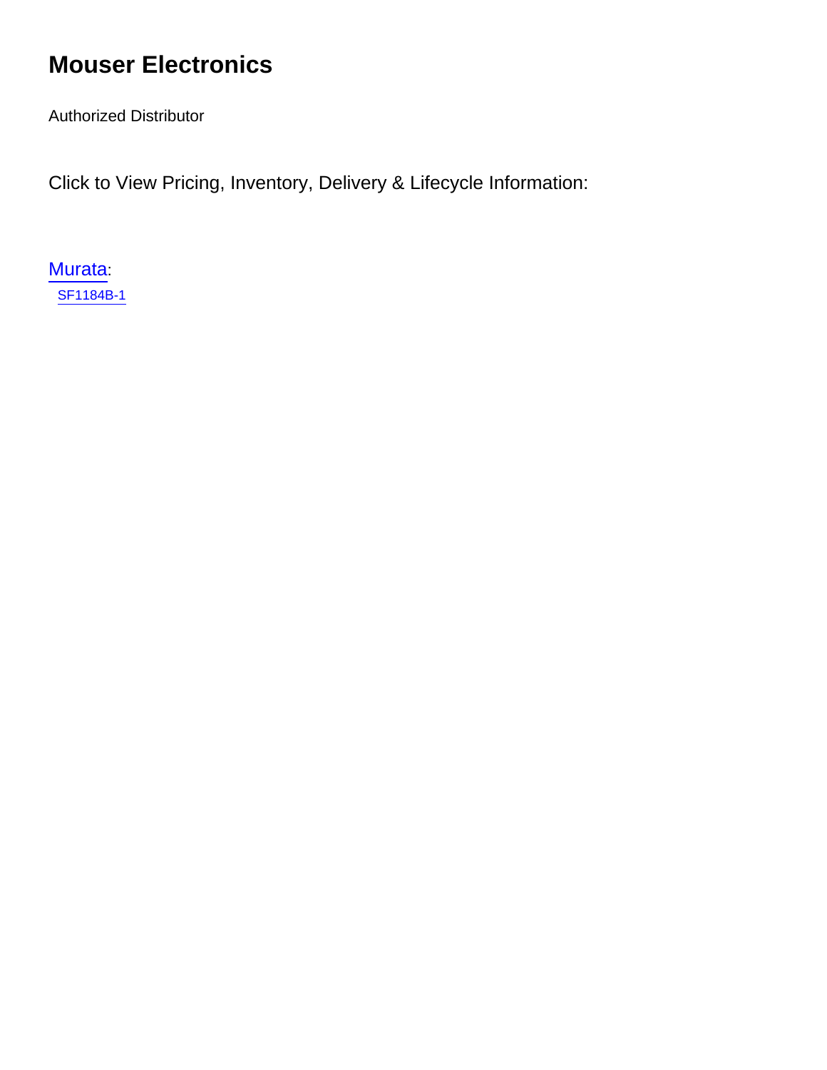# Mouser Electronics

Authorized Distributor

Click to View Pricing, Inventory, Delivery & Lifecycle Information:

Murata:

SF1184B-1